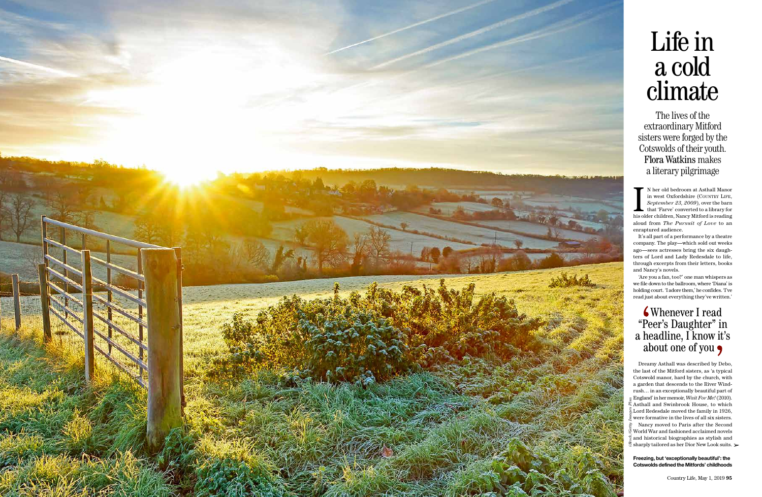# Life in a cold climate

The lives of the extraordinary Mitford sisters were forged by the Cotswolds of their youth. **Flora Watkins** makes a literary pilgrimage

IN her old bedroom at Asthall Manor in west Oxfordshire (COUNTRY LIFE, *September 23, 2009*), over the barn that 'Farve' converted to a library for his older children, Nancy Mitford is reading aloud from *The Pursuit of Love* to an enraptured audience.

It's all part of a performance by a theatre company. The play—which sold out weeks ago—sees actresses bring the six daughters of Lord and Lady Redesdale to life, through excerpts from their letters, books and Nancy's novels.

'Are you a fan, too?' one man whispers as we file down to the ballroom, where 'Diana' is holding court. 'I adore them,' he confides. 'I've read just about everything they've written.'

> 'Whenever I read "Peer's Daughter" in a headline, I know it's about one of you'

Dreamy Asthall was described by Debo, the last of the Mitford sisters, as 'a typical Cotswold manor, hard by the church, with a garden that descends to the River Windrush… in an exceptionally beautiful part of England' in her memoir, *Wait For Me!* (2010). Asthall and Swinbrook House, to which Lord Redesdale moved the family in 1926, were formative in the lives of all six sisters.

Nancy moved to Paris after the Second World War and fashioned acclaimed novels and historical biographies as stylish and sharply tailored as her Dior New Look suits. ➢

**Freezing, but 'exceptionally beautiful': the Cotswolds defined the Mitfords' childhoods**

*iStock/Getty Images Plus*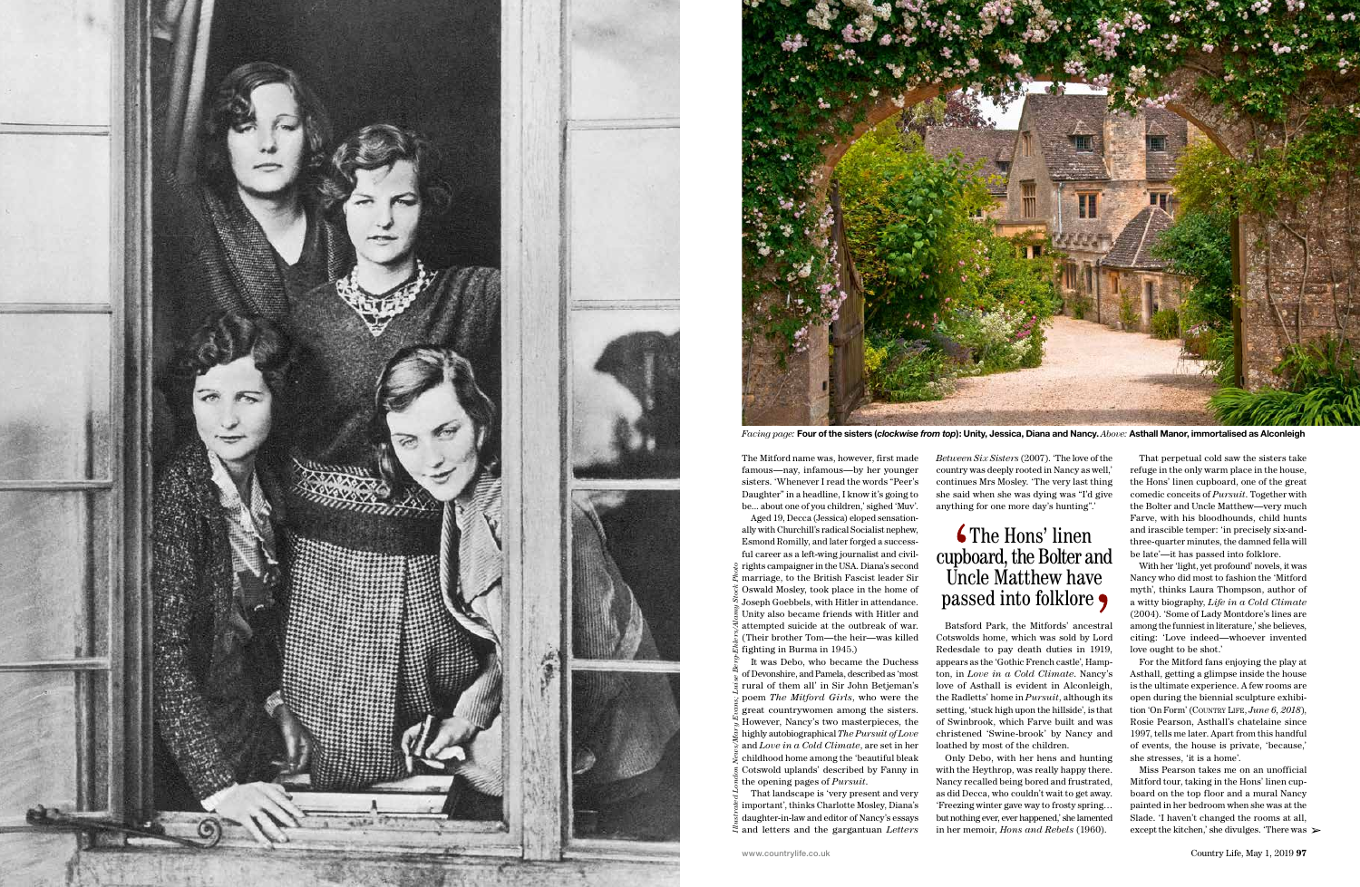*Facing page:* **Four of the sisters (*clockwise from top*): Unity, Jessica, Diana and Nancy.** *Above:* **Asthall Manor, immortalised as Alconleigh**

*Illustrated London News/Mary Evans; Lucy Berry Ehlers/Alamy Stock Photo*

The Mitford name was, however, first made famous—nay, infamous—by her younger sisters. 'Whenever I read the words "Peer's Daughter" in a headline, I know it's going to be... about one of you children,' sighed 'Muv'.

Aged 19, Decca (Jessica) eloped sensationally with Churchill's radical Socialist nephew, Esmond Romilly, and later forged a successful career as a left-wing journalist and civil-rights campaigner in the USA. Diana's second marriage, to the British Fascist leader Sir Oswald Mosley, took place in the home of Joseph Goebbels, with Hitler in attendance. Unity also became friends with Hitler and attempted suicide at the outbreak of war. (Their brother Tom—the heir—was killed fighting in Burma in 1945.)

It was Debo, who became the Duchess of Devonshire, and Pamela, described as 'most rural of them all' in Sir John Betjeman's poem *The Mitford Girls*, who were the great countrywomen among the sisters. However, Nancy's two masterpieces, the highly autobiographical *The Pursuit of Love* and *Love in a Cold Climate*, are set in her childhood home among the 'beautiful bleak Cotswold uplands' described by Fanny in the opening pages of *Pursuit*.

That landscape is 'very present and very important', thinks Charlotte Mosley, Diana's daughter-in-law and editor of Nancy's essays and letters and the gargantuan *Letters Between Six Sisters* (2007). 'The love of the country was deeply rooted in Nancy as well,' continues Mrs Mosley. 'The very last thing she said when she was dying was "I'd give anything for one more day's hunting".'

> **The Hons' linen cupboard, the Bolter and Uncle Matthew have passed into folklore**

Batsford Park, the Mitfords' ancestral Cotswolds home, which was sold by Lord Redesdale to pay death duties in 1919, appears as the 'Gothic French castle', Hampton, in *Love in a Cold Climate*. Nancy's love of Asthall is evident in Alconleigh, the Radletts' home in *Pursuit*, although its setting, 'stuck high upon the hillside', is that of Swinbrook, which Farve built and was christened 'Swine-brook' by Nancy and loathed by most of the children.

Only Debo, with her hens and hunting with the Heythrop, was really happy there. Nancy recalled being bored and frustrated, as did Decca, who couldn't wait to get away. 'Freezing winter gave way to frosty spring… but nothing ever, ever happened,' she lamented in her memoir, *Hons and Rebels* (1960).

That perpetual cold saw the sisters take refuge in the only warm place in the house, the Hons' linen cupboard, one of the great comedic conceits of *Pursuit*. Together with the Bolter and Uncle Matthew—very much Farve, with his bloodhounds, child hunts and irascible temper: 'in precisely six-and-three-quarter minutes, the damned fella will be late'—it has passed into folklore.

With her 'light, yet profound' novels, it was Nancy who did most to fashion the 'Mitford myth', thinks Laura Thompson, author of a witty biography, *Life in a Cold Climate* (2004). 'Some of Lady Montdore's lines are among the funniest in literature,' she believes, citing: 'Love indeed—whoever invented love ought to be shot.'

For the Mitford fans enjoying the play at Asthall, getting a glimpse inside the house is the ultimate experience. A few rooms are open during the biennial sculpture exhibition 'On Form' (COUNTRY LIFE, *June 6, 2018*), Rosie Pearson, Asthall's chatelaine since 1997, tells me later. Apart from this handful of events, the house is private, 'because,' she stresses, 'it is a home'.

Miss Pearson takes me on an unofficial Mitford tour, taking in the Hons' linen cupboard on the top floor and a mural Nancy painted in her bedroom when she was at the Slade. 'I haven't changed the rooms at all, except the kitchen,' she divulges. 'There was ➢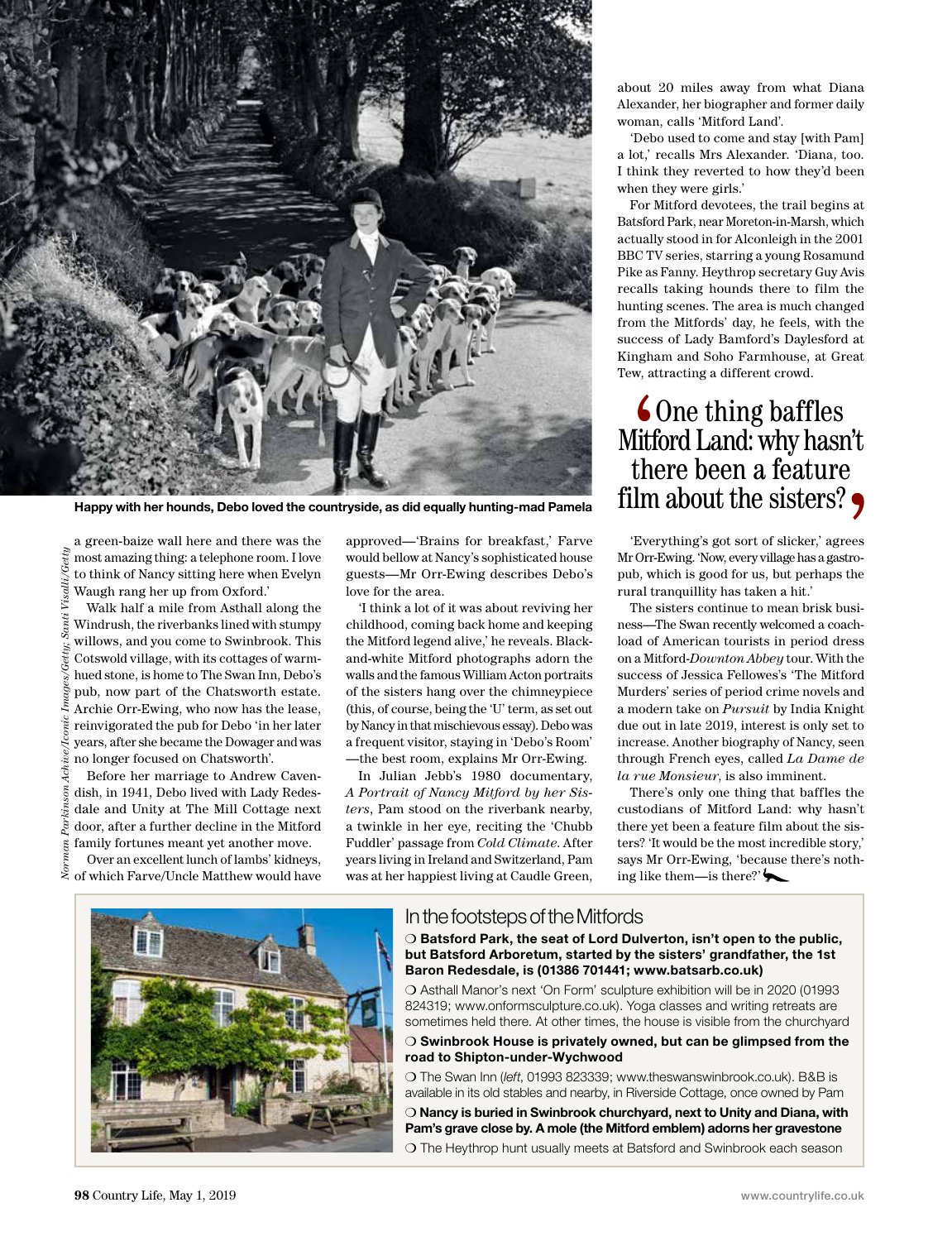Happy with her hounds, Debo loved the countryside, as did equally hunting-mad Pamela

Norman Parkinson Achive/Iconic Images/Getty; Santi Visalli/Getty

a green-baize wall here and there was the most amazing thing: a telephone room. I love to think of Nancy sitting here when Evelyn Waugh rang her up from Oxford.'

Walk half a mile from Asthall along the Windrush, the riverbanks lined with stumpy willows, and you come to Swinbrook. This Cotswold village, with its cottages of warm-hued stone, is home to The Swan Inn, Debo's pub, now part of the Chatsworth estate. Archie Orr-Ewing, who now has the lease, reinvigorated the pub for Debo 'in her later years, after she became the Dowager and was no longer focused on Chatsworth'.

Before her marriage to Andrew Cavendish, in 1941, Debo lived with Lady Redesdale and Unity at The Mill Cottage next door, after a further decline in the Mitford family fortunes meant yet another move.

Over an excellent lunch of lambs' kidneys, of which Farve/Uncle Matthew would have approved—'Brains for breakfast,' Farve would bellow at Nancy's sophisticated house guests—Mr Orr-Ewing describes Debo's love for the area.

'I think a lot of it was about reviving her childhood, coming back home and keeping the Mitford legend alive,' he reveals. Black-and-white Mitford photographs adorn the walls and the famous William Acton portraits of the sisters hang over the chimneypiece (this, of course, being the 'U' term, as set out by Nancy in that mischievous essay). Debo was a frequent visitor, staying in 'Debo's Room'—the best room, explains Mr Orr-Ewing.

In Julian Jebb's 1980 documentary, *A Portrait of Nancy Mitford by her Sisters*, Pam stood on the riverbank nearby, a twinkle in her eye, reciting the 'Chubb Fuddler' passage from *Cold Climate*. After years living in Ireland and Switzerland, Pam was at her happiest living at Caudle Green, about 20 miles away from what Diana Alexander, her biographer and former daily woman, calls 'Mitford Land'.

'Debo used to come and stay [with Pam] a lot,' recalls Mrs Alexander. 'Diana, too. I think they reverted to how they'd been when they were girls.'

For Mitford devotees, the trail begins at Batsford Park, near Moreton-in-Marsh, which actually stood in for Alconleigh in the 2001 BBC TV series, starring a young Rosamund Pike as Fanny. Heythrop secretary Guy Avis recalls taking hounds there to film the hunting scenes. The area is much changed from the Mitfords' day, he feels, with the success of Lady Bamford's Daylesford at Kingham and Soho Farmhouse, at Great Tew, attracting a different crowd.

> 'One thing baffles Mitford Land: why hasn't there been a feature film about the sisters?'

'Everything's got sort of slicker,' agrees Mr Orr-Ewing. 'Now, every village has a gastropub, which is good for us, but perhaps the rural tranquillity has taken a hit.'

The sisters continue to mean brisk business—The Swan recently welcomed a coachload of American tourists in period dress on a Mitford-*Downton Abbey* tour. With the success of Jessica Fellowes's 'The Mitford Murders' series of period crime novels and a modern take on *Pursuit* by India Knight due out in late 2019, interest is only set to increase. Another biography of Nancy, seen through French eyes, called *La Dame de la rue Monsieur*, is also imminent.

There's only one thing that baffles the custodians of Mitford Land: why hasn't there yet been a feature film about the sisters? 'It would be the most incredible story,' says Mr Orr-Ewing, 'because there's nothing like them—is there?'

## In the footsteps of the Mitfords

- **Batsford Park, the seat of Lord Dulverton, isn't open to the public, but Batsford Arboretum, started by the sisters' grandfather, the 1st Baron Redesdale, is (01386 701441; www.batsarb.co.uk)**
- Asthall Manor's next 'On Form' sculpture exhibition will be in 2020 (01993 824319; www.onformsculpture.co.uk). Yoga classes and writing retreats are sometimes held there. At other times, the house is visible from the churchyard
- **Swinbrook House is privately owned, but can be glimpsed from the road to Shipton-under-Wychwood**
- The Swan Inn (*left*, 01993 823339; www.theswanswinbrook.co.uk). B&B is available in its old stables and nearby, in Riverside Cottage, once owned by Pam
- **Nancy is buried in Swinbrook churchyard, next to Unity and Diana, with Pam's grave close by. A mole (the Mitford emblem) adorns her gravestone**
- The Heythrop hunt usually meets at Batsford and Swinbrook each season